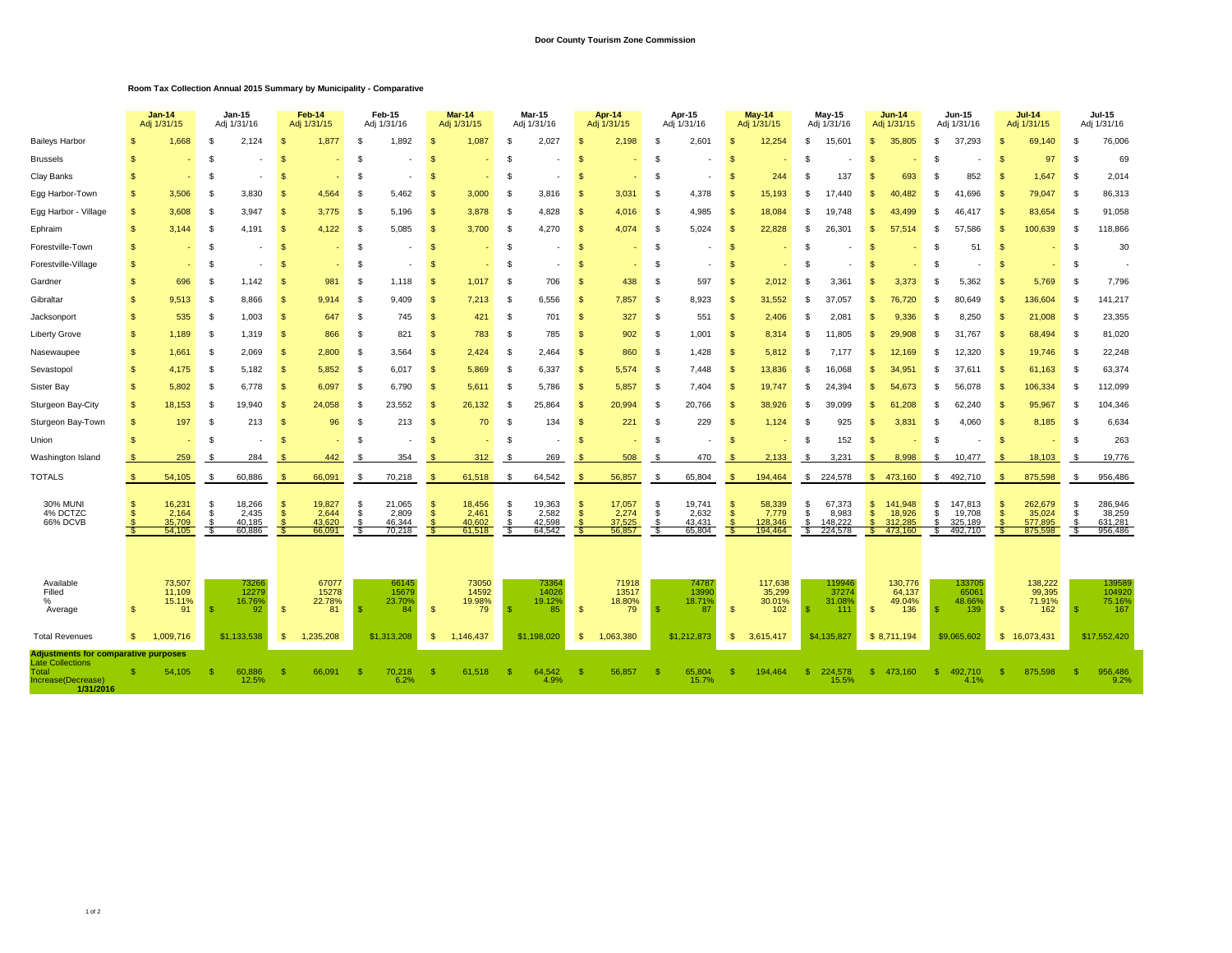# Door County Tourism Zone Commission

## Room Tax Collection Annual 2015 Summary by Municipality - Comparative

| | Jan-14 Adj 1/31/15 | Jan-15 Adj 1/31/16 | Feb-14 Adj 1/31/15 | Feb-15 Adj 1/31/16 | Mar-14 Adj 1/31/15 | Mar-15 Adj 1/31/16 | Apr-14 Adj 1/31/15 | Apr-15 Adj 1/31/16 | May-14 Adj 1/31/15 | May-15 Adj 1/31/16 | Jun-14 Adj 1/31/15 | Jun-15 Adj 1/31/16 | Jul-14 Adj 1/31/15 | Jul-15 Adj 1/31/16 |
|---|---|---|---|---|---|---|---|---|---|---|---|---|---|---|
| Baileys Harbor | $ 1,668 | $ 2,124 | $ 1,877 | $ 1,892 | $ 1,087 | $ 2,027 | $ 2,198 | $ 2,601 | $ 12,254 | $ 15,601 | $ 35,805 | $ 37,293 | $ 69,140 | $ 76,006 |
| Brussels | $ - | $ - | $ - | $ - | $ - | $ - | $ - | $ - | $ - | $ - | $ - | $ - | $ 97 | $ 69 |
| Clay Banks | $ - | $ - | $ - | $ - | $ - | $ - | $ - | $ - | $ 244 | $ 137 | $ 693 | $ 852 | $ 1,647 | $ 2,014 |
| Egg Harbor-Town | $ 3,506 | $ 3,830 | $ 4,564 | $ 5,462 | $ 3,000 | $ 3,816 | $ 3,031 | $ 4,378 | $ 15,193 | $ 17,440 | $ 40,482 | $ 41,696 | $ 79,047 | $ 86,313 |
| Egg Harbor - Village | $ 3,608 | $ 3,947 | $ 3,775 | $ 5,196 | $ 3,878 | $ 4,828 | $ 4,016 | $ 4,985 | $ 18,084 | $ 19,748 | $ 43,499 | $ 46,417 | $ 83,654 | $ 91,058 |
| Ephraim | $ 3,144 | $ 4,191 | $ 4,122 | $ 5,085 | $ 3,700 | $ 4,270 | $ 4,074 | $ 5,024 | $ 22,828 | $ 26,301 | $ 57,514 | $ 57,586 | $ 100,639 | $ 118,866 |
| Forestville-Town | $ - | $ - | $ - | $ - | $ - | $ - | $ - | $ - | $ - | $ - | $ - | $ 51 | $ - | $ 30 |
| Forestville-Village | $ - | $ - | $ - | $ - | $ - | $ - | $ - | $ - | $ - | $ - | $ - | $ - | $ - | $ - |
| Gardner | $ 696 | $ 1,142 | $ 981 | $ 1,118 | $ 1,017 | $ 706 | $ 438 | $ 597 | $ 2,012 | $ 3,361 | $ 3,373 | $ 5,362 | $ 5,769 | $ 7,796 |
| Gibraltar | $ 9,513 | $ 8,866 | $ 9,914 | $ 9,409 | $ 7,213 | $ 6,556 | $ 7,857 | $ 8,923 | $ 31,552 | $ 37,057 | $ 76,720 | $ 80,649 | $ 136,604 | $ 141,217 |
| Jacksonport | $ 535 | $ 1,003 | $ 647 | $ 745 | $ 421 | $ 701 | $ 327 | $ 551 | $ 2,406 | $ 2,081 | $ 9,336 | $ 8,250 | $ 21,008 | $ 23,355 |
| Liberty Grove | $ 1,189 | $ 1,319 | $ 866 | $ 821 | $ 783 | $ 785 | $ 902 | $ 1,001 | $ 8,314 | $ 11,805 | $ 29,908 | $ 31,767 | $ 68,494 | $ 81,020 |
| Nasewaupee | $ 1,661 | $ 2,069 | $ 2,800 | $ 3,564 | $ 2,424 | $ 2,464 | $ 860 | $ 1,428 | $ 5,812 | $ 7,177 | $ 12,169 | $ 12,320 | $ 19,746 | $ 22,248 |
| Sevastopol | $ 4,175 | $ 5,182 | $ 5,852 | $ 6,017 | $ 5,869 | $ 6,337 | $ 5,574 | $ 7,448 | $ 13,836 | $ 16,068 | $ 34,951 | $ 37,611 | $ 61,163 | $ 63,374 |
| Sister Bay | $ 5,802 | $ 6,778 | $ 6,097 | $ 6,790 | $ 5,611 | $ 5,786 | $ 5,857 | $ 7,404 | $ 19,747 | $ 24,394 | $ 54,673 | $ 56,078 | $ 106,334 | $ 112,099 |
| Sturgeon Bay-City | $ 18,153 | $ 19,940 | $ 24,058 | $ 23,552 | $ 26,132 | $ 25,864 | $ 20,994 | $ 20,766 | $ 38,926 | $ 39,099 | $ 61,208 | $ 62,240 | $ 95,967 | $ 104,346 |
| Sturgeon Bay-Town | $ 197 | $ 213 | $ 96 | $ 213 | $ 70 | $ 134 | $ 221 | $ 229 | $ 1,124 | $ 925 | $ 3,831 | $ 4,060 | $ 8,185 | $ 6,634 |
| Union | $ - | $ - | $ - | $ - | $ - | $ - | $ - | $ - | $ - | $ 152 | $ - | $ - | $ - | $ 263 |
| Washington Island | $ 259 | $ 284 | $ 442 | $ 354 | $ 312 | $ 269 | $ 508 | $ 470 | $ 2,133 | $ 3,231 | $ 8,998 | $ 10,477 | $ 18,103 | $ 19,776 |
| TOTALS | $ 54,105 | $ 60,886 | $ 66,091 | $ 70,218 | $ 61,518 | $ 64,542 | $ 56,857 | $ 65,804 | $ 194,464 | $ 224,578 | $ 473,160 | $ 492,710 | $ 875,598 | $ 956,486 |
| 30% MUNI | $ 16,231 | $ 18,266 | $ 19,827 | $ 21,065 | $ 18,456 | $ 19,363 | $ 17,057 | $ 19,741 | $ 58,339 | $ 67,373 | $ 141,948 | $ 147,813 | $ 262,679 | $ 286,946 |
| 4% DCTZC | $ 2,164 | $ 2,435 | $ 2,644 | $ 2,809 | $ 2,461 | $ 2,582 | $ 2,274 | $ 2,632 | $ 7,779 | $ 8,983 | $ 18,926 | $ 19,708 | $ 35,024 | $ 38,259 |
| 66% DCVB | $ 35,709 | $ 40,185 | $ 43,620 | $ 46,344 | $ 40,602 | $ 42,598 | $ 37,525 | $ 43,431 | $ 128,346 | $ 148,222 | $ 312,285 | $ 325,189 | $ 577,895 | $ 631,281 |
| | $ 54,105 | $ 60,886 | $ 66,091 | $ 70,218 | $ 61,518 | $ 64,542 | $ 56,857 | $ 65,804 | $ 194,464 | $ 224,578 | $ 473,160 | $ 492,710 | $ 875,598 | $ 956,486 |
| Available | 73,507 | 73266 | 67077 | 66145 | 73050 | 73364 | 71918 | 74787 | 117,638 | 119946 | 130,776 | 133705 | 138,222 | 139589 |
| Filled | 11,109 | 12279 | 15278 | 15679 | 14592 | 14026 | 13517 | 13990 | 35,299 | 37274 | 64,137 | 65061 | 99,395 | 104920 |
| % | 15.11% | 16.76% | 22.78% | 23.70% | 19.98% | 19.12% | 18.80% | 18.71% | 30.01% | 31.08% | 49.04% | 48.66% | 71.91% | 75.16% |
| Average | $ 91 | $ 92 | $ 81 | $ 84 | $ 79 | $ 85 | $ 79 | $ 87 | $ 102 | $ 111 | $ 136 | $ 139 | $ 162 | $ 167 |
| Total Revenues | $ 1,009,716 | $1,133,538 | $ 1,235,208 | $1,313,208 | $ 1,146,437 | $1,198,020 | $ 1,063,380 | $1,212,873 | $ 3,615,417 | $4,135,827 | $ 8,711,194 | $9,065,602 | $ 16,073,431 | $17,552,420 |
| **Adjustments for comparative purposes** | | | | | | | | | | | | | | |
| Late Collections | | | | | | | | | | | | | | |
| Total | $ 54,105 | $ 60,886 | $ 66,091 | $ 70,218 | $ 61,518 | $ 64,542 | $ 56,857 | $ 65,804 | $ 194,464 | $ 224,578 | $ 473,160 | $ 492,710 | $ 875,598 | $ 956,486 |
| Increase(Decrease) 1/31/2016 | | 12.5% | | 6.2% | | 4.9% | | 15.7% | | 15.5% | | 4.1% | | 9.2% |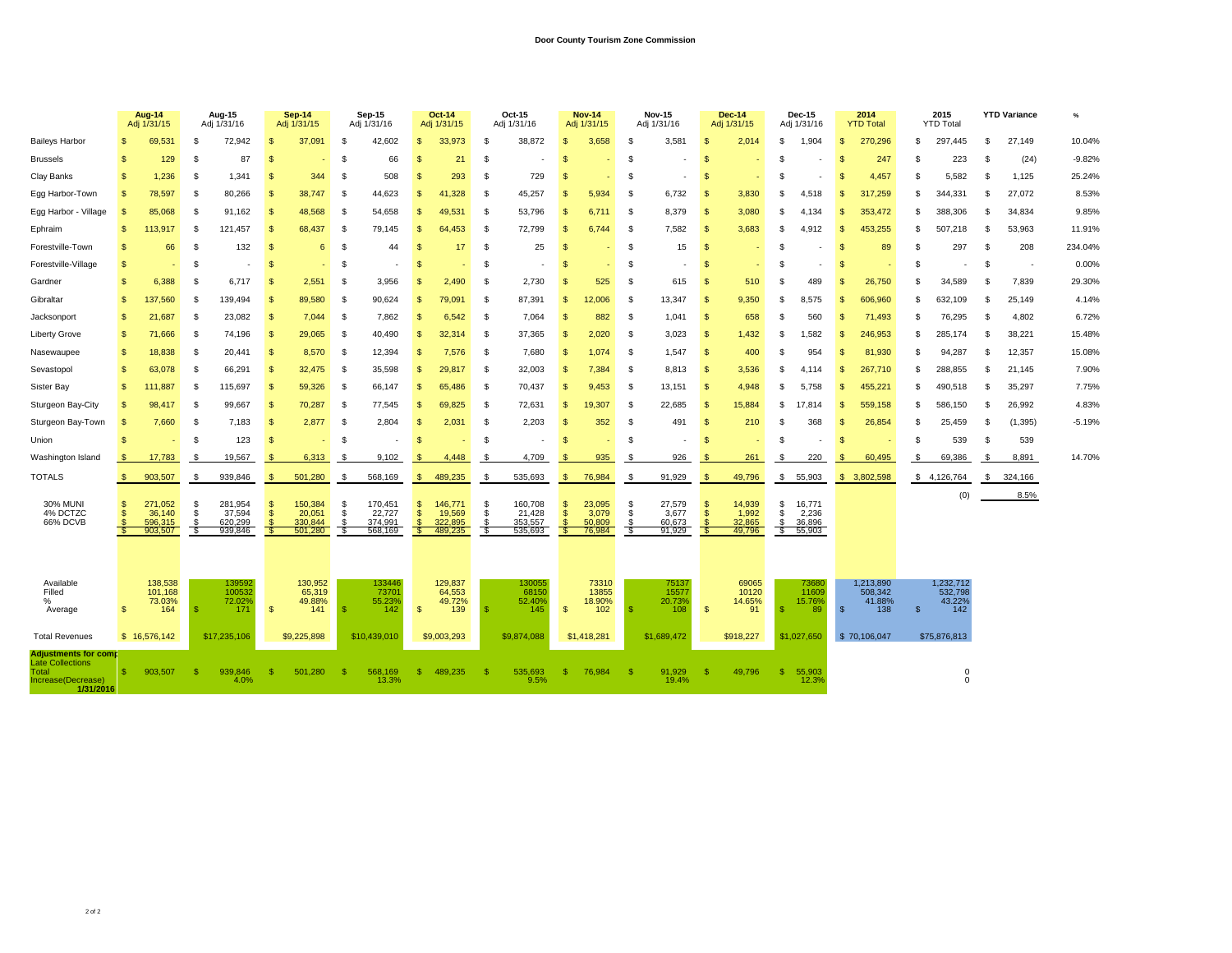**Door County Tourism Zone Commission**

| | Aug-14 Adj 1/31/15 | Aug-15 Adj 1/31/16 | Sep-14 Adj 1/31/15 | Sep-15 Adj 1/31/16 | Oct-14 Adj 1/31/15 | Oct-15 Adj 1/31/16 | Nov-14 Adj 1/31/15 | Nov-15 Adj 1/31/16 | Dec-14 Adj 1/31/15 | Dec-15 Adj 1/31/16 | 2014 YTD Total | 2015 YTD Total | YTD Variance | % |
|---|---|---|---|---|---|---|---|---|---|---|---|---|---|---|
| Baileys Harbor | $ 69,531 | $ 72,942 | $ 37,091 | $ 42,602 | $ 33,973 | $ 38,872 | $ 3,658 | $ 3,581 | $ 2,014 | $ 1,904 | $ 270,296 | $ 297,445 | $ 27,149 | 10.04% |
| Brussels | $ 129 | $ 87 | $ - | $ 66 | $ 21 | $ - | $ - | $ - | $ - | $ - | $ 247 | $ 223 | $ (24) | -9.82% |
| Clay Banks | $ 1,236 | $ 1,341 | $ 344 | $ 508 | $ 293 | $ 729 | $ - | $ - | $ - | $ - | $ 4,457 | $ 5,582 | $ 1,125 | 25.24% |
| Egg Harbor-Town | $ 78,597 | $ 80,266 | $ 38,747 | $ 44,623 | $ 41,328 | $ 45,257 | $ 5,934 | $ 6,732 | $ 3,830 | $ 4,518 | $ 317,259 | $ 344,331 | $ 27,072 | 8.53% |
| Egg Harbor - Village | $ 85,068 | $ 91,162 | $ 48,568 | $ 54,658 | $ 49,531 | $ 53,796 | $ 6,711 | $ 8,379 | $ 3,080 | $ 4,134 | $ 353,472 | $ 388,306 | $ 34,834 | 9.85% |
| Ephraim | $ 113,917 | $ 121,457 | $ 68,437 | $ 79,145 | $ 64,453 | $ 72,799 | $ 6,744 | $ 7,582 | $ 3,683 | $ 4,912 | $ 453,255 | $ 507,218 | $ 53,963 | 11.91% |
| Forestville-Town | $ 66 | $ 132 | $ 6 | $ 44 | $ 17 | $ 25 | $ - | $ 15 | $ - | $ - | $ 89 | $ 297 | $ 208 | 234.04% |
| Forestville-Village | $ - | $ - | $ - | $ - | $ - | $ - | $ - | $ - | $ - | $ - | $ - | $ - | $ - | 0.00% |
| Gardner | $ 6,388 | $ 6,717 | $ 2,551 | $ 3,956 | $ 2,490 | $ 2,730 | $ 525 | $ 615 | $ 510 | $ 489 | $ 26,750 | $ 34,589 | $ 7,839 | 29.30% |
| Gibraltar | $ 137,560 | $ 139,494 | $ 89,580 | $ 90,624 | $ 79,091 | $ 87,391 | $ 12,006 | $ 13,347 | $ 9,350 | $ 8,575 | $ 606,960 | $ 632,109 | $ 25,149 | 4.14% |
| Jacksonport | $ 21,687 | $ 23,082 | $ 7,044 | $ 7,862 | $ 6,542 | $ 7,064 | $ 882 | $ 1,041 | $ 658 | $ 560 | $ 71,493 | $ 76,295 | $ 4,802 | 6.72% |
| Liberty Grove | $ 71,666 | $ 74,196 | $ 29,065 | $ 40,490 | $ 32,314 | $ 37,365 | $ 2,020 | $ 3,023 | $ 1,432 | $ 1,582 | $ 246,953 | $ 285,174 | $ 38,221 | 15.48% |
| Nasewaupee | $ 18,838 | $ 20,441 | $ 8,570 | $ 12,394 | $ 7,576 | $ 7,680 | $ 1,074 | $ 1,547 | $ 400 | $ 954 | $ 81,930 | $ 94,287 | $ 12,357 | 15.08% |
| Sevastopol | $ 63,078 | $ 66,291 | $ 32,475 | $ 35,598 | $ 29,817 | $ 32,003 | $ 7,384 | $ 8,813 | $ 3,536 | $ 4,114 | $ 267,710 | $ 288,855 | $ 21,145 | 7.90% |
| Sister Bay | $ 111,887 | $ 115,697 | $ 59,326 | $ 66,147 | $ 65,486 | $ 70,437 | $ 9,453 | $ 13,151 | $ 4,948 | $ 5,758 | $ 455,221 | $ 490,518 | $ 35,297 | 7.75% |
| Sturgeon Bay-City | $ 98,417 | $ 99,667 | $ 70,287 | $ 77,545 | $ 69,825 | $ 72,631 | $ 19,307 | $ 22,685 | $ 15,884 | $ 17,814 | $ 559,158 | $ 586,150 | $ 26,992 | 4.83% |
| Sturgeon Bay-Town | $ 7,660 | $ 7,183 | $ 2,877 | $ 2,804 | $ 2,031 | $ 2,203 | $ 352 | $ 491 | $ 210 | $ 368 | $ 26,854 | $ 25,459 | $ (1,395) | -5.19% |
| Union | $ - | $ 123 | $ - | $ - | $ - | $ - | $ - | $ - | $ - | $ - | $ - | $ 539 | $ 539 | |
| Washington Island | $ 17,783 | $ 19,567 | $ 6,313 | $ 9,102 | $ 4,448 | $ 4,709 | $ 935 | $ 926 | $ 261 | $ 220 | $ 60,495 | $ 69,386 | $ 8,891 | 14.70% |
| TOTALS | $ 903,507 | $ 939,846 | $ 501,280 | $ 568,169 | $ 489,235 | $ 535,693 | $ 76,984 | $ 91,929 | $ 49,796 | $ 55,903 | $ 3,802,598 | $ 4,126,764 | $ 324,166 | |
| | | | | | | | | | | | | (0) | 8.5% | |
| 30% MUNI | $ 271,052 | $ 281,954 | $ 150,384 | $ 170,451 | $ 146,771 | $ 160,708 | $ 23,095 | $ 27,579 | $ 14,939 | $ 16,771 | | | | |
| 4% DCTZC | $ 36,140 | $ 37,594 | $ 20,051 | $ 22,727 | $ 19,569 | $ 21,428 | $ 3,079 | $ 3,677 | $ 1,992 | $ 2,236 | | | | |
| 66% DCVB | $ 596,315 | $ 620,299 | $ 330,844 | $ 374,991 | $ 322,895 | $ 353,557 | $ 50,809 | $ 60,673 | $ 32,865 | $ 36,896 | | | | |
| | $ 903,507 | $ 939,846 | $ 501,280 | $ 568,169 | $ 489,235 | $ 535,693 | $ 76,984 | $ 91,929 | $ 49,796 | $ 55,903 | | | | |
| Available | 138,538 | 139592 | 130,952 | 133446 | 129,837 | 130055 | 73310 | 75137 | 69065 | 73680 | 1,213,890 | 1,232,712 | | |
| Filled | 101,168 | 100532 | 65,319 | 73701 | 64,553 | 68150 | 13855 | 15577 | 10120 | 11609 | 508,342 | 532,798 | | |
| % | 73.03% | 72.02% | 49.88% | 55.23% | 49.72% | 52.40% | 18.90% | 20.73% | 14.65% | 15.76% | 41.88% | 43.22% | | |
| Average | $ 164 | $ 171 | $ 141 | $ 142 | $ 139 | $ 145 | $ 102 | $ 108 | $ 91 | $ 89 | $ 138 | $ 142 | | |
| Total Revenues | $ 16,576,142 | $17,235,106 | $9,225,898 | $10,439,010 | $9,003,293 | $9,874,088 | $1,418,281 | $1,689,472 | $918,227 | $1,027,650 | $ 70,106,047 | $75,876,813 | | |
| Adjustments for comp Late Collections | | | | | | | | | | | | | | |
| Total | $ 903,507 | $ 939,846 | $ 501,280 | $ 568,169 | $ 489,235 | $ 535,693 | $ 76,984 | $ 91,929 | $ 49,796 | $ 55,903 | | 0 | | |
| Increase(Decrease) 1/31/2016 | | 4.0% | | 13.3% | | 9.5% | | 19.4% | | 12.3% | | 0 | | |